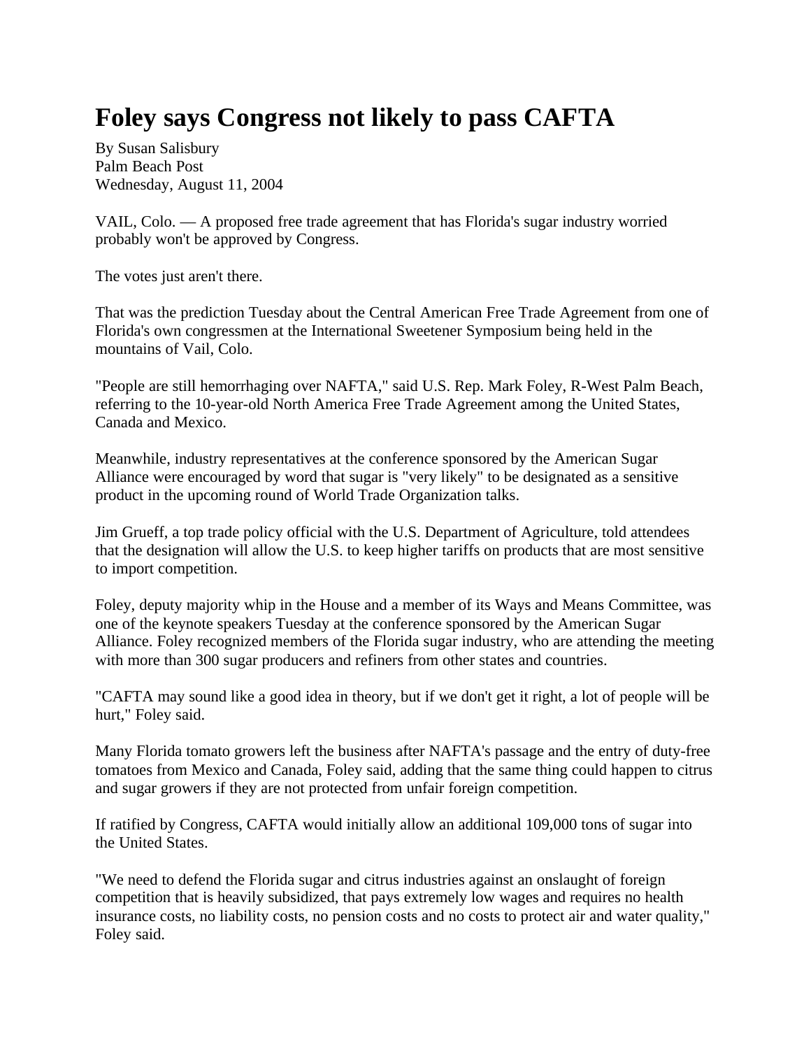# Foley says Congress not likely to pass CAFTA

By Susan Salisbury
Palm Beach Post
Wednesday, August 11, 2004

VAIL, Colo. — A proposed free trade agreement that has Florida's sugar industry worried probably won't be approved by Congress.

The votes just aren't there.

That was the prediction Tuesday about the Central American Free Trade Agreement from one of Florida's own congressmen at the International Sweetener Symposium being held in the mountains of Vail, Colo.

"People are still hemorrhaging over NAFTA," said U.S. Rep. Mark Foley, R-West Palm Beach, referring to the 10-year-old North America Free Trade Agreement among the United States, Canada and Mexico.

Meanwhile, industry representatives at the conference sponsored by the American Sugar Alliance were encouraged by word that sugar is "very likely" to be designated as a sensitive product in the upcoming round of World Trade Organization talks.

Jim Grueff, a top trade policy official with the U.S. Department of Agriculture, told attendees that the designation will allow the U.S. to keep higher tariffs on products that are most sensitive to import competition.

Foley, deputy majority whip in the House and a member of its Ways and Means Committee, was one of the keynote speakers Tuesday at the conference sponsored by the American Sugar Alliance. Foley recognized members of the Florida sugar industry, who are attending the meeting with more than 300 sugar producers and refiners from other states and countries.

"CAFTA may sound like a good idea in theory, but if we don't get it right, a lot of people will be hurt," Foley said.

Many Florida tomato growers left the business after NAFTA's passage and the entry of duty-free tomatoes from Mexico and Canada, Foley said, adding that the same thing could happen to citrus and sugar growers if they are not protected from unfair foreign competition.

If ratified by Congress, CAFTA would initially allow an additional 109,000 tons of sugar into the United States.

"We need to defend the Florida sugar and citrus industries against an onslaught of foreign competition that is heavily subsidized, that pays extremely low wages and requires no health insurance costs, no liability costs, no pension costs and no costs to protect air and water quality," Foley said.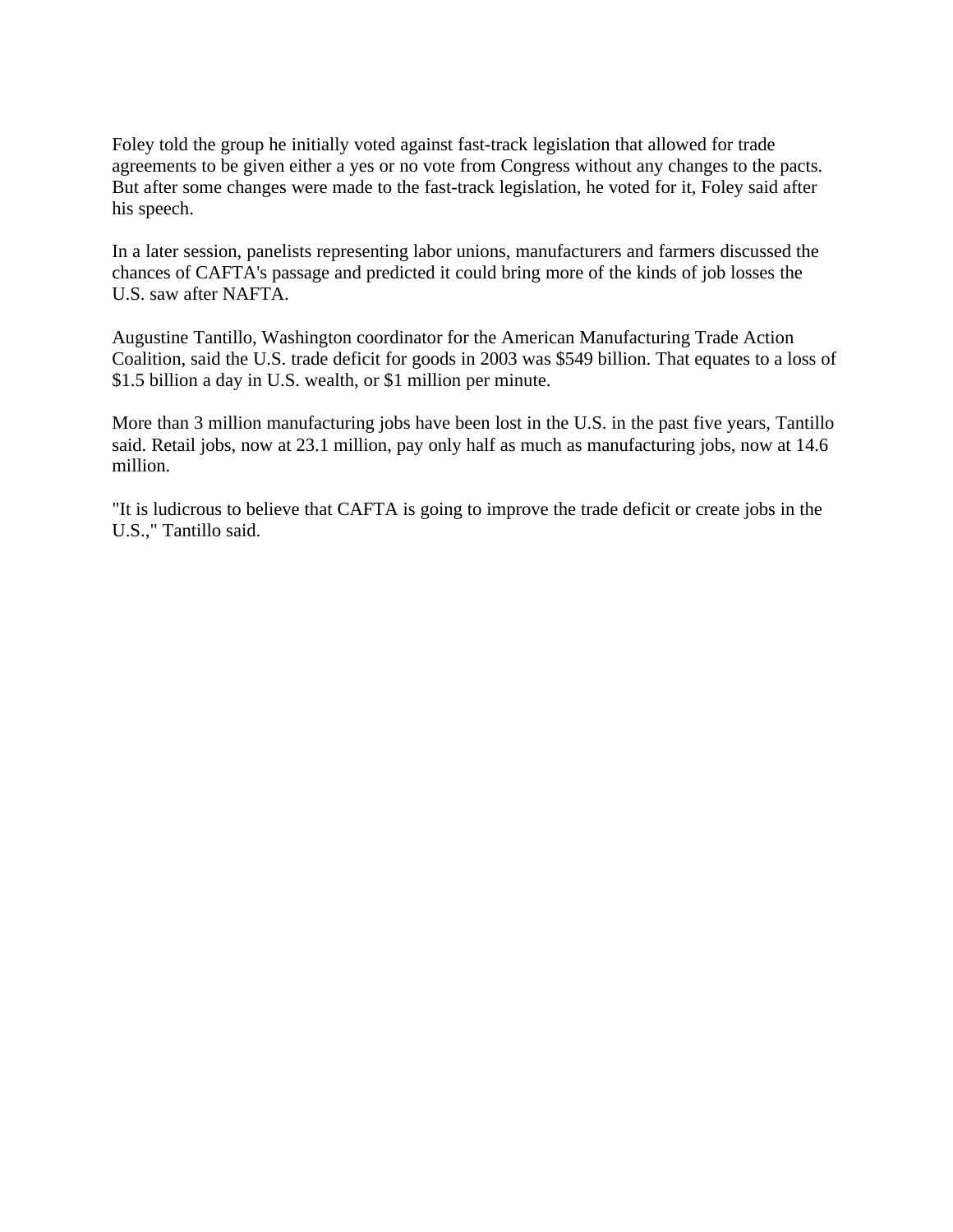Foley told the group he initially voted against fast-track legislation that allowed for trade agreements to be given either a yes or no vote from Congress without any changes to the pacts. But after some changes were made to the fast-track legislation, he voted for it, Foley said after his speech.

In a later session, panelists representing labor unions, manufacturers and farmers discussed the chances of CAFTA's passage and predicted it could bring more of the kinds of job losses the U.S. saw after NAFTA.

Augustine Tantillo, Washington coordinator for the American Manufacturing Trade Action Coalition, said the U.S. trade deficit for goods in 2003 was $549 billion. That equates to a loss of $1.5 billion a day in U.S. wealth, or $1 million per minute.

More than 3 million manufacturing jobs have been lost in the U.S. in the past five years, Tantillo said. Retail jobs, now at 23.1 million, pay only half as much as manufacturing jobs, now at 14.6 million.

"It is ludicrous to believe that CAFTA is going to improve the trade deficit or create jobs in the U.S.," Tantillo said.